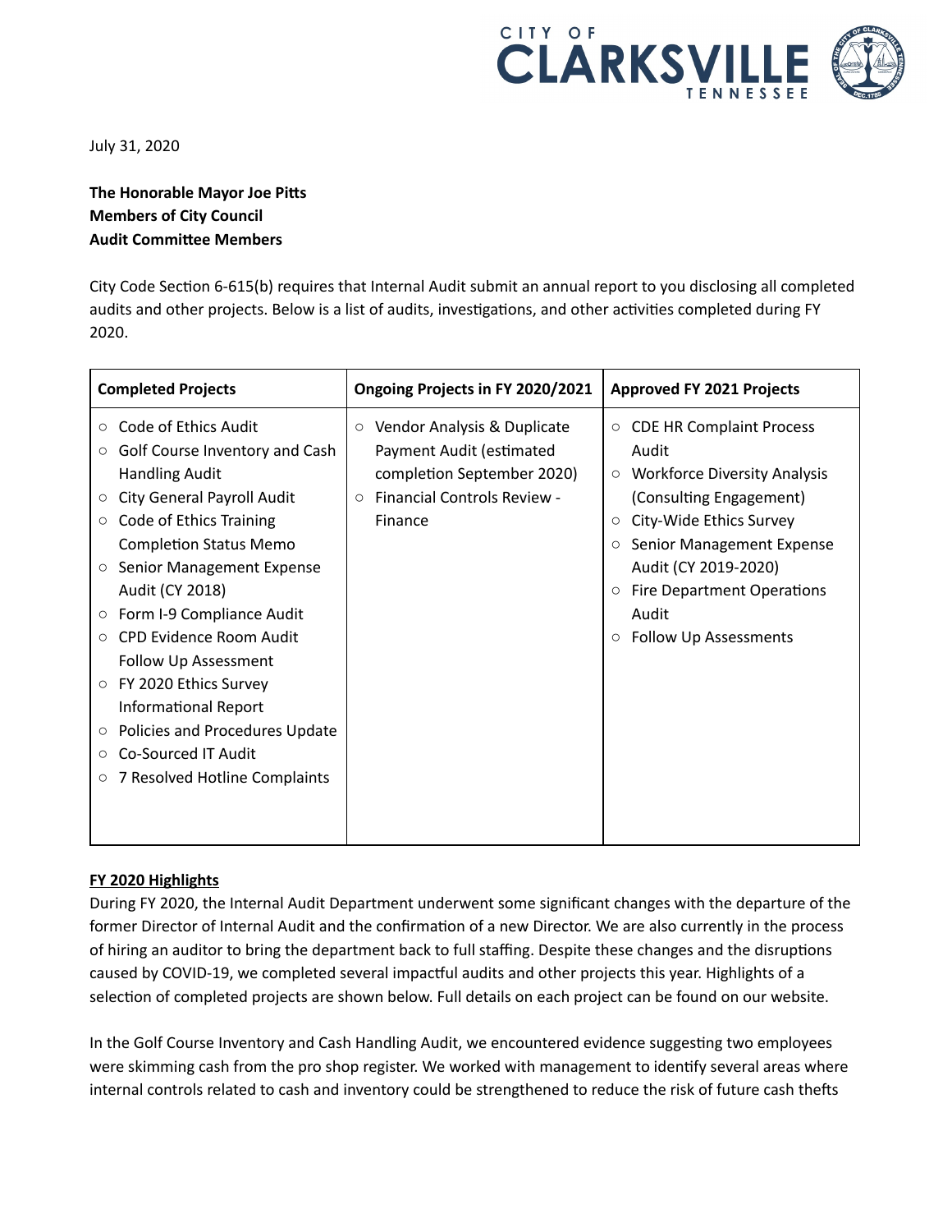July 31, 2020

**The Honorable Mayor Joe Pitts**
**Members of City Council**
**Audit Committee Members**

City Code Section 6-615(b) requires that Internal Audit submit an annual report to you disclosing all completed audits and other projects. Below is a list of audits, investigations, and other activities completed during FY 2020.

| Completed Projects | Ongoing Projects in FY 2020/2021 | Approved FY 2021 Projects |
|---|---|---|
| ○ Code of Ethics Audit<br>○ Golf Course Inventory and Cash Handling Audit<br>○ City General Payroll Audit<br>○ Code of Ethics Training Completion Status Memo<br>○ Senior Management Expense Audit (CY 2018)<br>○ Form I-9 Compliance Audit<br>○ CPD Evidence Room Audit Follow Up Assessment<br>○ FY 2020 Ethics Survey Informational Report<br>○ Policies and Procedures Update<br>○ Co-Sourced IT Audit<br>○ 7 Resolved Hotline Complaints | ○ Vendor Analysis & Duplicate Payment Audit (estimated completion September 2020)<br>○ Financial Controls Review - Finance | ○ CDE HR Complaint Process Audit<br>○ Workforce Diversity Analysis (Consulting Engagement)<br>○ City-Wide Ethics Survey<br>○ Senior Management Expense Audit (CY 2019-2020)<br>○ Fire Department Operations Audit<br>○ Follow Up Assessments |

## FY 2020 Highlights

During FY 2020, the Internal Audit Department underwent some significant changes with the departure of the former Director of Internal Audit and the confirmation of a new Director. We are also currently in the process of hiring an auditor to bring the department back to full staffing. Despite these changes and the disruptions caused by COVID-19, we completed several impactful audits and other projects this year. Highlights of a selection of completed projects are shown below. Full details on each project can be found on our website.

In the Golf Course Inventory and Cash Handling Audit, we encountered evidence suggesting two employees were skimming cash from the pro shop register. We worked with management to identify several areas where internal controls related to cash and inventory could be strengthened to reduce the risk of future cash thefts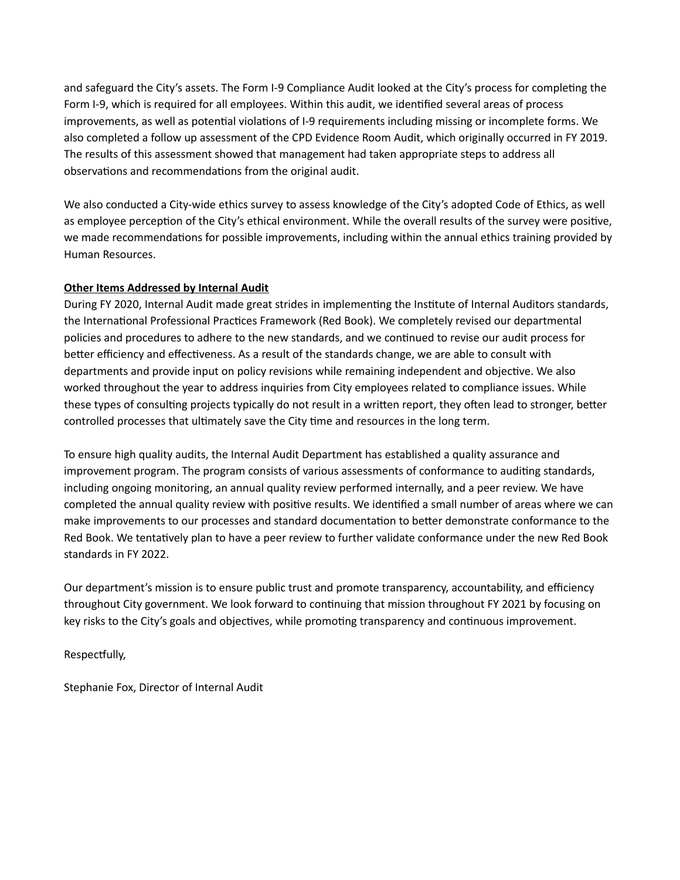and safeguard the City's assets. The Form I-9 Compliance Audit looked at the City's process for completing the Form I-9, which is required for all employees. Within this audit, we identified several areas of process improvements, as well as potential violations of I-9 requirements including missing or incomplete forms. We also completed a follow up assessment of the CPD Evidence Room Audit, which originally occurred in FY 2019. The results of this assessment showed that management had taken appropriate steps to address all observations and recommendations from the original audit.

We also conducted a City-wide ethics survey to assess knowledge of the City's adopted Code of Ethics, as well as employee perception of the City's ethical environment. While the overall results of the survey were positive, we made recommendations for possible improvements, including within the annual ethics training provided by Human Resources.

**Other Items Addressed by Internal Audit**

During FY 2020, Internal Audit made great strides in implementing the Institute of Internal Auditors standards, the International Professional Practices Framework (Red Book). We completely revised our departmental policies and procedures to adhere to the new standards, and we continued to revise our audit process for better efficiency and effectiveness. As a result of the standards change, we are able to consult with departments and provide input on policy revisions while remaining independent and objective. We also worked throughout the year to address inquiries from City employees related to compliance issues. While these types of consulting projects typically do not result in a written report, they often lead to stronger, better controlled processes that ultimately save the City time and resources in the long term.

To ensure high quality audits, the Internal Audit Department has established a quality assurance and improvement program. The program consists of various assessments of conformance to auditing standards, including ongoing monitoring, an annual quality review performed internally, and a peer review. We have completed the annual quality review with positive results. We identified a small number of areas where we can make improvements to our processes and standard documentation to better demonstrate conformance to the Red Book. We tentatively plan to have a peer review to further validate conformance under the new Red Book standards in FY 2022.

Our department's mission is to ensure public trust and promote transparency, accountability, and efficiency throughout City government. We look forward to continuing that mission throughout FY 2021 by focusing on key risks to the City's goals and objectives, while promoting transparency and continuous improvement.

Respectfully,

Stephanie Fox, Director of Internal Audit